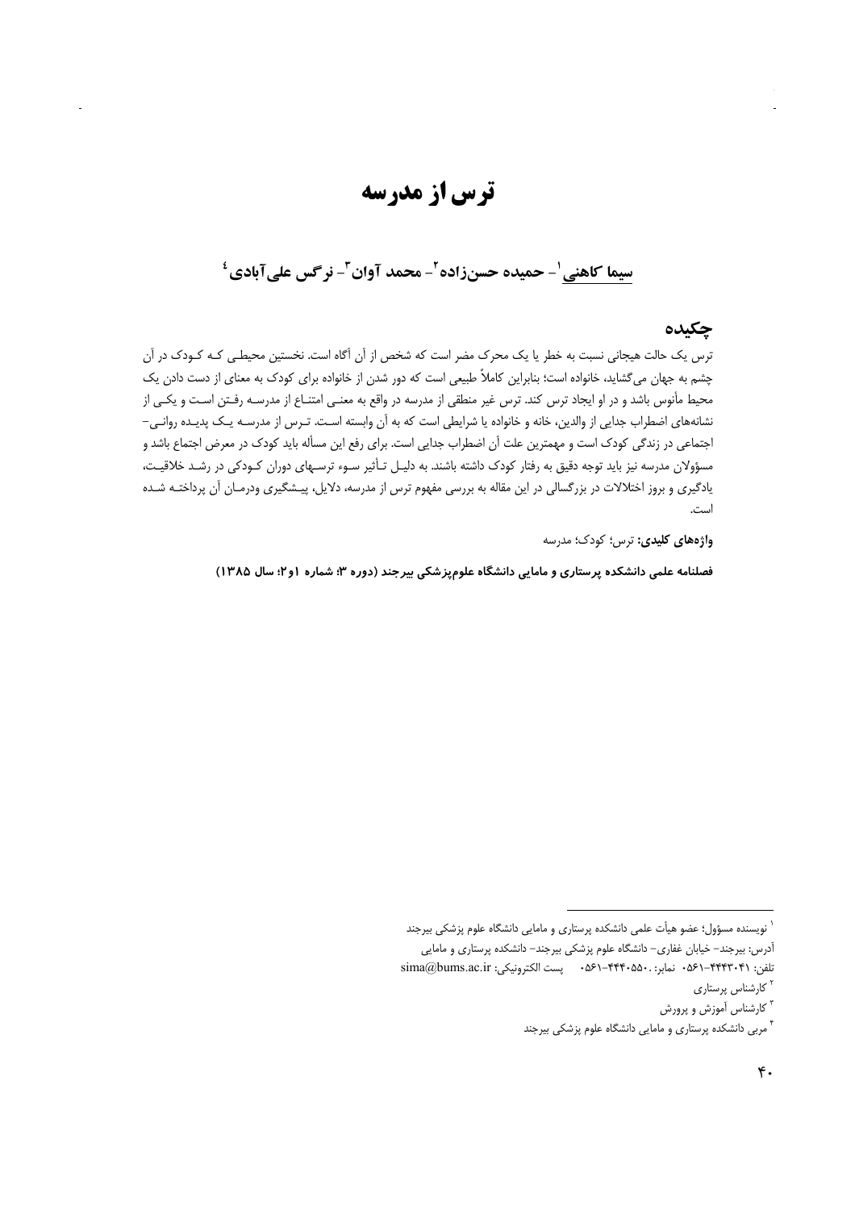# ترس از مدرسه

**سیما کاهنی[1]- حمیده حسن‌زاده[2]- محمد آوان[3]- نرگس علی‌آبادی[4]**

## چکیده

ترس یک حالت هیجانی نسبت به خطر یا یک محرک مضر است که شخص از آن آگاه است. نخستین محیطی کـه کـودک در آن چشم به جهان می‌گشاید، خانواده است؛ بنابراین کاملاً طبیعی است که دور شدن از خانواده برای کودک به معنای از دست دادن یک محیط مأنوس باشد و در او ایجاد ترس کند. ترس غیر منطقی از مدرسه در واقع به معنـی امتنـاع از مدرسـه رفـتن اسـت و یکـی از نشانه‌های اضطراب جدایی از والدین، خانه و خانواده یا شرایطی است که به آن وابسته اسـت. تـرس از مدرسـه یـک پدیـده روانـی- اجتماعی در زندگی کودک است و مهمترین علت آن اضطراب جدایی است. برای رفع این مسأله باید کودک در معرض اجتماع باشد و مسؤولان مدرسه نیز باید توجه دقیق به رفتار کودک داشته باشند. به دلیـل تـأثیر سـوء ترسـهای دوران کـودکی در رشـد خلاقیـت، یادگیری و بروز اختلالات در بزرگسالی در این مقاله به بررسی مفهوم ترس از مدرسه، دلایل، پیـشگیری ودرمـان آن پرداختـه شـده است.

**واژه‌های کلیدی:** ترس؛ کودک؛ مدرسه

**فصلنامه علمی دانشکده پرستاری و مامایی دانشگاه علوم‌پزشکی بیرجند (دوره ۳؛ شماره ۱و۲؛ سال ۱۳۸۵)**

---

[1] نویسنده مسؤول؛ عضو هیأت علمی دانشکده پرستاری و مامایی دانشگاه علوم پزشکی بیرجند
آدرس: بیرجند- خیابان غفاری- دانشگاه علوم پزشکی بیرجند- دانشکده پرستاری و مامایی
تلفن: ۴۴۴۳۰۴۱-۰۵۶۱ نمابر: ۴۴۴۰۵۵۰-۰۵۶۱ پست الکترونیکی: sima@bums.ac.ir

[2] کارشناس پرستاری

[3] کارشناس آموزش و پرورش

[4] مربی دانشکده پرستاری و مامایی دانشگاه علوم پزشکی بیرجند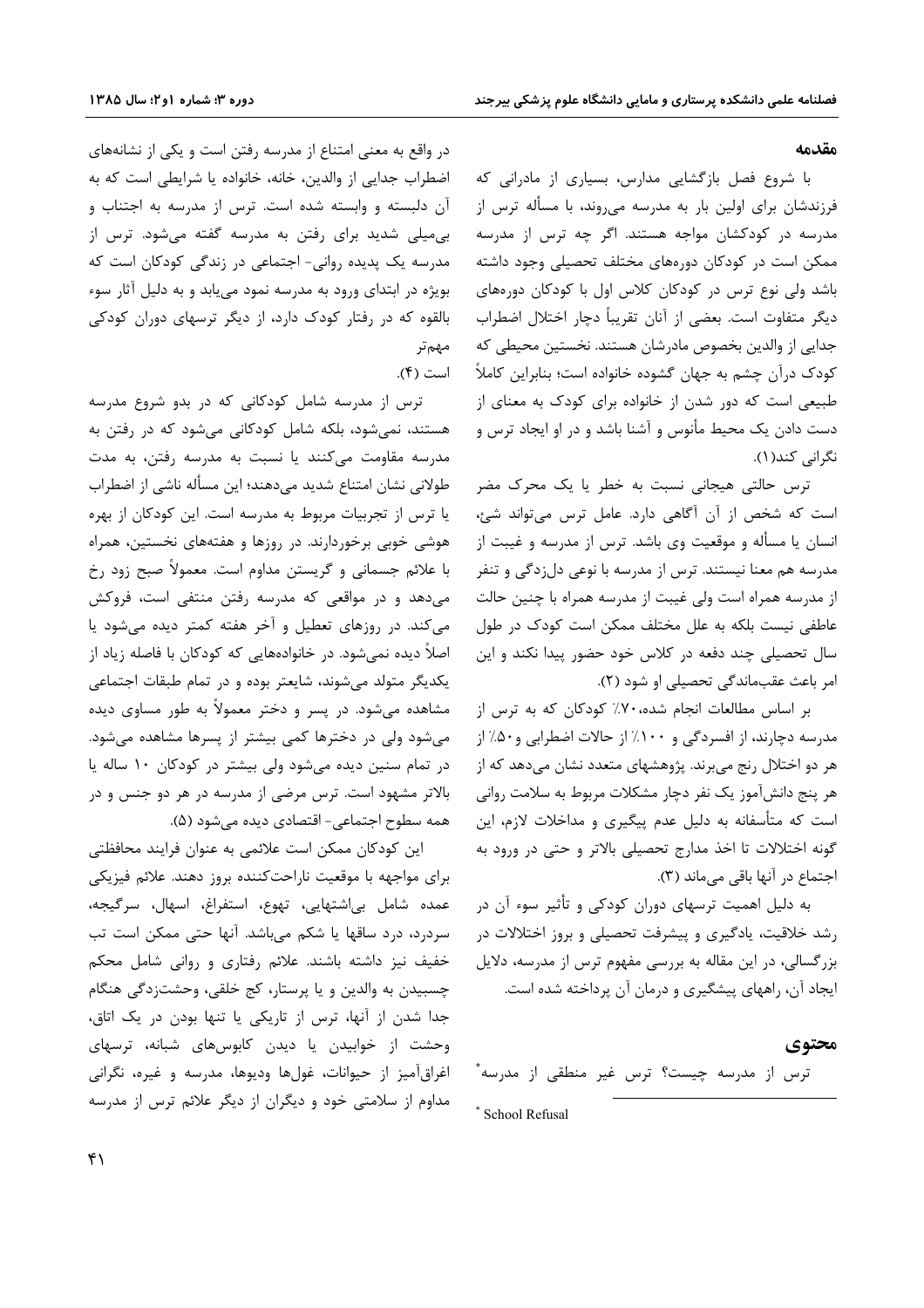## مقدمه

با شروع فصل بازگشایی مدارس، بسیاری از مادرانی که فرزندشان برای اولین بار به مدرسه می‌روند، با مسأله ترس از مدرسه در کودکشان مواجه هستند. اگر چه ترس از مدرسه ممکن است در کودکان دوره‌های مختلف تحصیلی وجود داشته باشد ولی نوع ترس در کودکان کلاس اول با کودکان دوره‌های دیگر متفاوت است. بعضی از آنان تقریباً دچار اختلال اضطراب جدایی از والدین بخصوص مادرشان هستند. نخستین محیطی که کودک درآن چشم به جهان گشوده خانواده است؛ بنابراین کاملاً طبیعی است که دور شدن از خانواده برای کودک به معنای از دست دادن یک محیط مأنوس و آشنا باشد و در او ایجاد ترس و نگرانی کند(۱).

ترس حالتی هیجانی نسبت به خطر یا یک محرک مضر است که شخص از آن آگاهی دارد. عامل ترس می‌تواند شئ، انسان یا مسأله و موقعیت وی باشد. ترس از مدرسه و غیبت از مدرسه هم معنا نیستند. ترس از مدرسه با نوعی دل‌زدگی و تنفر از مدرسه همراه است ولی غیبت از مدرسه همراه با چنین حالت عاطفی نیست بلکه به علل مختلف ممکن است کودک در طول سال تحصیلی چند دفعه در کلاس خود حضور پیدا نکند و این امر باعث عقب‌ماندگی تحصیلی او شود (۲).

بر اساس مطالعات انجام شده، ۷۰٪ کودکان که به ترس از مدرسه دچارند، از افسردگی و ۱۰۰٪ از حالات اضطرابی و ۵۰٪ از هر دو اختلال رنج می‌برند. پژوهشهای متعدد نشان می‌دهد که از هر پنج دانش‌آموز یک نفر دچار مشکلات مربوط به سلامت روانی است که متأسفانه به دلیل عدم پیگیری و مداخلات لازم، این گونه اختلالات تا اخذ مدارج تحصیلی بالاتر و حتی در ورود به اجتماع در آنها باقی می‌ماند (۳).

به دلیل اهمیت ترسهای دوران کودکی و تأثیر سوء آن در رشد خلاقیت، یادگیری و پیشرفت تحصیلی و بروز اختلالات در بزرگسالی، در این مقاله به بررسی مفهوم ترس از مدرسه، دلایل ایجاد آن، راههای پیشگیری و درمان آن پرداخته شده است.

## محتوی

ترس از مدرسه چیست؟ ترس غیر منطقی از مدرسه* در واقع به معنی امتناع از مدرسه رفتن است و یکی از نشانه‌های اضطراب جدایی از والدین، خانه، خانواده یا شرایطی است که به آن دلبسته و وابسته شده است. ترس از مدرسه به اجتناب و بی‌میلی شدید برای رفتن به مدرسه گفته می‌شود. ترس از مدرسه یک پدیده روانی- اجتماعی در زندگی کودکان است که بویژه در ابتدای ورود به مدرسه نمود می‌یابد و به دلیل آثار سوء بالقوه که در رفتار کودک دارد، از دیگر ترسهای دوران کودکی مهم‌تر است (۴).

ترس از مدرسه شامل کودکانی که در بدو شروع مدرسه هستند، نمی‌شود، بلکه شامل کودکانی می‌شود که در رفتن به مدرسه مقاومت می‌کنند یا نسبت به مدرسه رفتن، به مدت طولانی نشان امتناع شدید می‌دهند؛ این مسأله ناشی از اضطراب یا ترس از تجربیات مربوط به مدرسه است. این کودکان از بهره هوشی خوبی برخوردارند. در روزها و هفته‌های نخستین، همراه با علائم جسمانی و گریستن مداوم است. معمولاً صبح زود رخ می‌دهد و در مواقعی که مدرسه رفتن منتفی است، فروکش می‌کند. در روزهای تعطیل و آخر هفته کمتر دیده می‌شود یا اصلاً دیده نمی‌شود. در خانواده‌هایی که کودکان با فاصله زیاد از یکدیگر متولد می‌شوند، شایعتر بوده و در تمام طبقات اجتماعی مشاهده می‌شود. در پسر و دختر معمولاً به طور مساوی دیده می‌شود ولی در دخترها کمی بیشتر از پسرها مشاهده می‌شود. در تمام سنین دیده می‌شود ولی بیشتر در کودکان ۱۰ ساله یا بالاتر مشهود است. ترس مرضی از مدرسه در هر دو جنس و در همه سطوح اجتماعی- اقتصادی دیده می‌شود (۵).

این کودکان ممکن است علائمی به عنوان فرایند محافظتی برای مواجهه با موقعیت ناراحت‌کننده بروز دهند. علائم فیزیکی عمده شامل بی‌اشتهایی، تهوع، استفراغ، اسهال، سرگیجه، سردرد، درد ساقها یا شکم می‌باشد. آنها حتی ممکن است تب خفیف نیز داشته باشند. علائم رفتاری و روانی شامل محکم چسبیدن به والدین و یا پرستار، کج خلقی، وحشت‌زدگی هنگام جدا شدن از آنها، ترس از تاریکی یا تنها بودن در یک اتاق، وحشت از خوابیدن یا دیدن کابوس‌های شبانه، ترسهای اغراق‌آمیز از حیوانات، غول‌ها ودیوها، مدرسه و غیره، نگرانی مداوم از سلامتی خود و دیگران از دیگر علائم ترس از مدرسه

---

* School Refusal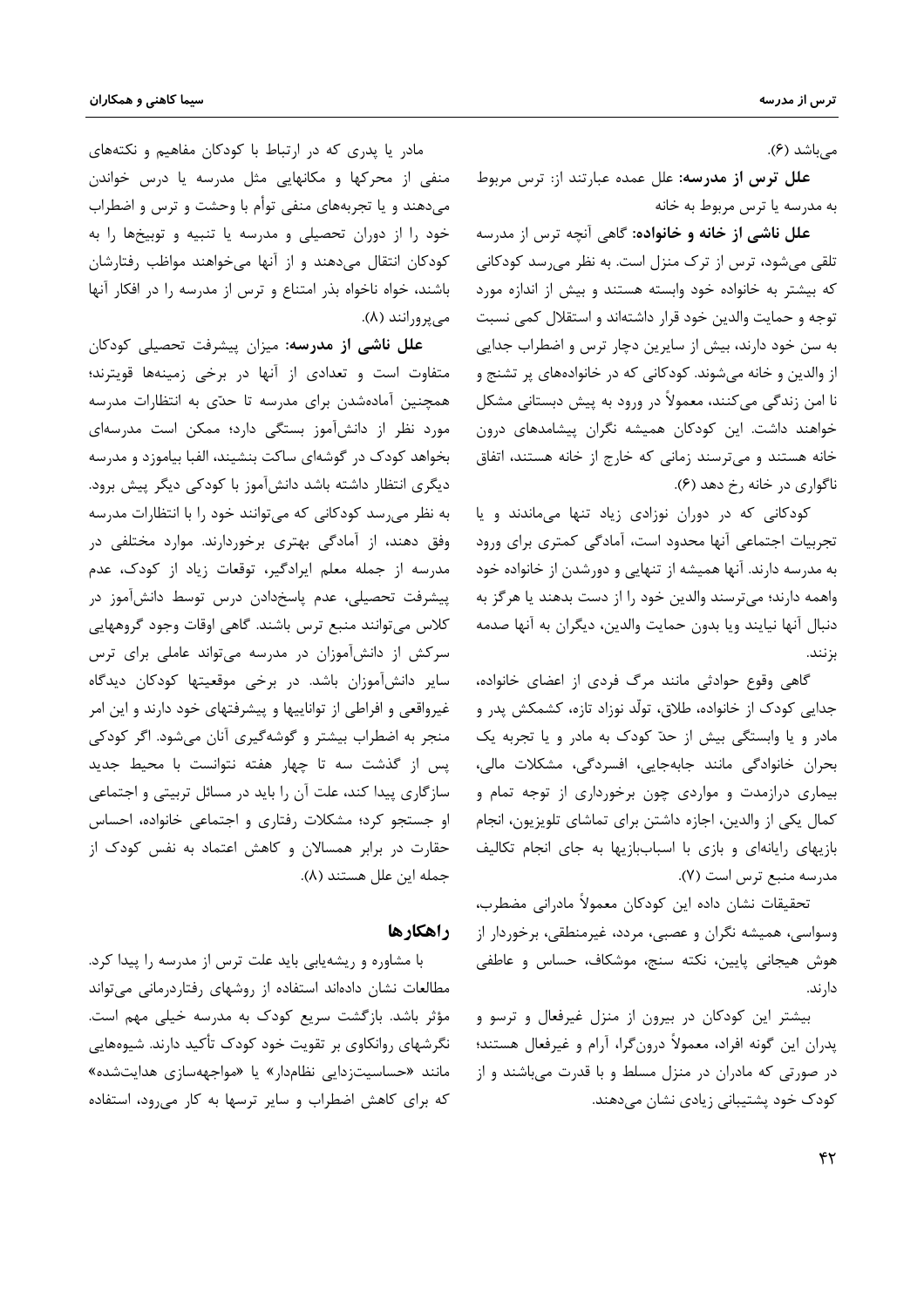می‌باشد (۶).

**علل ترس از مدرسه:** علل عمده عبارتند از: ترس مربوط به مدرسه یا ترس مربوط به خانه

**علل ناشی از خانه و خانواده:** گاهی آنچه ترس از مدرسه تلقی می‌شود، ترس از ترک منزل است. به نظر می‌رسد کودکانی که بیشتر به خانواده خود وابسته هستند و بیش از اندازه مورد توجه و حمایت والدین خود قرار داشته‌اند و استقلال کمی نسبت به سن خود دارند، بیش از سایرین دچار ترس و اضطراب جدایی از والدین و خانه می‌شوند. کودکانی که در خانواده‌های پر تشنج و نا امن زندگی می‌کنند، معمولاً در ورود به پیش دبستانی مشکل خواهند داشت. این کودکان همیشه نگران پیشامدهای درون خانه هستند و می‌ترسند زمانی که خارج از خانه هستند، اتفاق ناگواری در خانه رخ دهد (۶).

کودکانی که در دوران نوزادی زیاد تنها می‌ماندند و یا تجربیات اجتماعی آنها محدود است، آمادگی کمتری برای ورود به مدرسه دارند. آنها همیشه از تنهایی و دورشدن از خانواده خود واهمه دارند؛ می‌ترسند والدین خود را از دست بدهند یا هرگز به دنبال آنها نیایند ویا بدون حمایت والدین، دیگران به آنها صدمه بزنند.

گاهی وقوع حوادثی مانند مرگ فردی از اعضای خانواده، جدایی کودک از خانواده، طلاق، تولّد نوزاد تازه، کشمکش پدر و مادر و یا وابستگی بیش از حدّ کودک به مادر و یا تجربه یک بحران خانوادگی مانند جابه‌جایی، افسردگی، مشکلات مالی، بیماری درازمدت و مواردی چون برخورداری از توجه تمام و کمال یکی از والدین، اجازه داشتن برای تماشای تلویزیون، انجام بازیهای رایانه‌ای و بازی با اسباب‌بازیها به جای انجام تکالیف مدرسه منبع ترس است (۷).

تحقیقات نشان داده این کودکان معمولاً مادرانی مضطرب، وسواسی، همیشه نگران و عصبی، مرده، غیرمنطقی، برخوردار از هوش هیجانی پایین، نکته سنج، موشکاف، حساس و عاطفی دارند.

بیشتر این کودکان در بیرون از منزل غیرفعال و ترسو و پدران این گونه افراد، معمولاً درون‌گرا، آرام و غیرفعال هستند؛ در صورتی که مادران در منزل مسلط و با قدرت می‌باشند و از کودک خود پشتیبانی زیادی نشان می‌دهند.

مادر یا پدری که در ارتباط با کودکان مفاهیم و نکته‌های منفی از محرکها و مکانهایی مثل مدرسه یا درس خواندن می‌دهند و یا تجربه‌های منفی توأم با وحشت و ترس و اضطراب خود را از دوران تحصیلی و مدرسه یا تنبیه و توبیخها را به کودکان انتقال می‌دهند و از آنها می‌خواهند مواظب رفتارشان باشند، خواه ناخواه بذر امتناع و ترس از مدرسه را در افکار آنها می‌پرورانند (۸).

**علل ناشی از مدرسه:** میزان پیشرفت تحصیلی کودکان متفاوت است و تعدادی از آنها در برخی زمینه‌ها قوی‌ترند؛ همچنین آماده‌شدن برای مدرسه تا حدّی به انتظارات مدرسه مورد نظر از دانش‌آموز بستگی دارد؛ ممکن است مدرسه‌ای بخواهد کودک در گوشه‌ای ساکت بنشیند، الفبا بیاموزد و مدرسه دیگری انتظار داشته باشد دانش‌آموز با کودکی دیگر پیش برود. به نظر می‌رسد کودکانی که می‌توانند خود را با انتظارات مدرسه وفق دهند، از آمادگی بهتری برخوردارند. موارد مختلفی در مدرسه از جمله معلم ایرادگیر، توقعات زیاد از کودک، عدم پیشرفت تحصیلی، عدم پاسخ‌دادن درس توسط دانش‌آموز در کلاس می‌توانند منبع ترس باشند. گاهی اوقات وجود گروههایی سرکش از دانش‌آموزان در مدرسه می‌تواند عاملی برای ترس سایر دانش‌آموزان باشد. در برخی موقعیتها کودکان دیدگاه غیرواقعی و افراطی از تواناییها و پیشرفتهای خود دارند و این امر منجر به اضطراب بیشتر و گوشه‌گیری آنان می‌شود. اگر کودکی پس از گذشت سه تا چهار هفته نتوانست با محیط جدید سازگاری پیدا کند، علت آن را باید در مسائل تربیتی و اجتماعی او جستجو کرد؛ مشکلات رفتاری و اجتماعی خانواده، احساس حقارت در برابر همسالان و کاهش اعتماد به نفس کودک از جمله این علل هستند (۸).

## راهکارها

با مشاوره و ریشه‌یابی باید علت ترس از مدرسه را پیدا کرد. مطالعات نشان داده‌اند استفاده از روشهای رفتاردرمانی می‌تواند مؤثر باشد. بازگشت سریع کودک به مدرسه خیلی مهم است. نگرشهای روانکاوی بر تقویت خود کودک تأکید دارند. شیوه‌هایی مانند «حساسیت‌زدایی نظام‌دار» یا «مواجهه‌سازی هدایت‌شده» که برای کاهش اضطراب و سایر ترسها به کار می‌رود، استفاده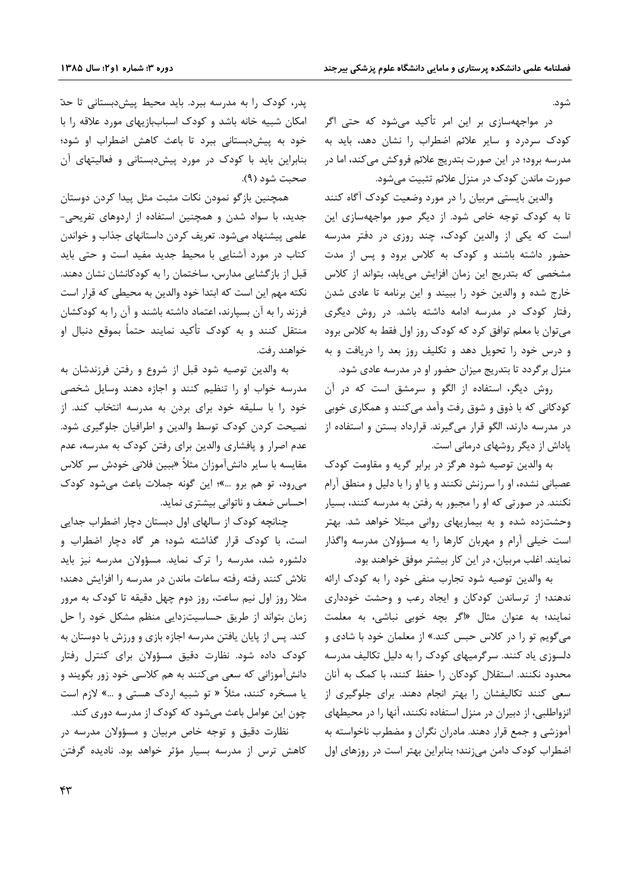شود.

در مواجهه‌سازی بر این امر تأکید می‌شود که حتی اگر کودک سردرد و سایر علائم اضطراب را نشان دهد، باید به مدرسه برود؛ در این صورت بتدریج علائم فروکش می‌کند، اما در صورت ماندن کودک در منزل علائم تثبیت می‌شود.

والدین بایستی مربیان را در مورد وضعیت کودک آگاه کنند تا به کودک توجه خاص شود. از دیگر صور مواجهه‌سازی این است که یکی از والدین کودک، چند روزی در دفتر مدرسه حضور داشته باشند و کودک به کلاس برود و پس از مدت مشخصی که بتدریج این زمان افزایش می‌یابد، بتواند از کلاس خارج شده و والدین خود را ببیند و این برنامه تا عادی شدن رفتار کودک در مدرسه ادامه داشته باشد. در روش دیگری می‌توان با معلم توافق کرد که کودک روز اول فقط به کلاس برود و درس خود را تحویل دهد و تکلیف روز بعد را دریافت و به منزل برگردد تا بتدریج میزان حضور او در مدرسه عادی شود.

روش دیگر، استفاده از الگو و سرمشق است که در آن کودکانی که با ذوق و شوق رفت وآمد می‌کنند و همکاری خوبی در مدرسه دارند، الگو قرار می‌گیرند. قرارداد بستن و استفاده از پاداش از دیگر روشهای درمانی است.

به والدین توصیه شود هرگز در برابر گریه و مقاومت کودک عصبانی نشده، او را سرزنش نکنند و یا او را با دلیل و منطق آرام نکنند. در صورتی که او را مجبور به رفتن به مدرسه کنند، بسیار وحشت‌زده شده و به بیماریهای روانی مبتلا خواهد شد. بهتر است خیلی آرام و مهربان کارها را به مسؤولان مدرسه واگذار نمایند. اغلب مربیان، در این کار بیشتر موفق خواهند بود.

به والدین توصیه شود تجارب منفی خود را به کودک ارائه ندهند؛ از ترساندن کودکان و ایجاد رعب و وحشت خودداری نمایند؛ به عنوان مثال «اگر بچه خوبی نباشی، به معلمت می‌گویم تو را در کلاس حبس کند.» از معلمان خود با شادی و دلسوزی یاد کنند. سرگرمیهای کودک را به دلیل تکالیف مدرسه محدود نکنند. استقلال کودکان را حفظ کنند، با کمک به آنان سعی کنند تکالیفشان را بهتر انجام دهند. برای جلوگیری از انزواطلبی، از دبیران در منزل استفاده نکنند، آنها را در محیطهای آموزشی و جمع قرار دهند. مادران نگران و مضطرب ناخواسته به اضطراب کودک دامن می‌زنند؛ بنابراین بهتر است در روزهای اول پدر، کودک را به مدرسه ببرد. باید محیط پیش‌دبستانی تا حدّ امکان شبیه خانه باشد و کودک اسباب‌بازیهای مورد علاقه را با خود به پیش‌دبستانی ببرد تا باعث کاهش اضطراب او شود؛ بنابراین باید با کودک در مورد پیش‌دبستانی و فعالیتهای آن صحبت شود (۹).

همچنین بازگو نمودن نکات مثبت مثل پیدا کردن دوستان جدید، با سواد شدن و همچنین استفاده از اردوهای تفریحی- علمی پیشنهاد می‌شود. تعریف کردن داستانهای جذاب و خواندن کتاب در مورد آشنایی با محیط جدید مفید است و حتی باید قبل از بازگشایی مدارس، ساختمان را به کودکانشان نشان دهند. نکته مهم این است که ابتدا خود والدین به محیطی که قرار است فرزند را به آن بسپارند، اعتماد داشته باشند و آن را به کودکشان منتقل کنند و به کودک تأکید نمایند حتماً بموقع دنبال او خواهند رفت.

به والدین توصیه شود قبل از شروع و رفتن فرزندشان به مدرسه خواب او را تنظیم کنند و اجازه دهند وسایل شخصی خود را با سلیقه خود برای بردن به مدرسه انتخاب کند. از نصیحت کردن کودک توسط والدین و اطرافیان جلوگیری شود. عدم اصرار و پافشاری والدین برای رفتن کودک به مدرسه، عدم مقایسه با سایر دانش‌آموزان مثلاً «ببین فلانی خودش سر کلاس می‌رود، تو هم برو ...»؛ این گونه جملات باعث می‌شود کودک احساس ضعف و ناتوانی بیشتری نماید.

چنانچه کودک از سالهای اول دبستان دچار اضطراب جدایی است، با کودک قرار گذاشته شود؛ هر گاه دچار اضطراب و دلشوره شد، مدرسه را ترک نماید. مسؤولان مدرسه نیز باید تلاش کنند رفته رفته ساعات ماندن در مدرسه را افزایش دهند؛ مثلا روز اول نیم ساعت، روز دوم چهل دقیقه تا کودک به مرور زمان بتواند از طریق حساسیت‌زدایی منظم مشکل خود را حل کند. پس از پایان یافتن مدرسه اجازه بازی و ورزش با دوستان به کودک داده شود. نظارت دقیق مسؤولان برای کنترل رفتار دانش‌آموزانی که سعی می‌کنند به هم کلاسی خود زور بگویند و یا مسخره کنند، مثلاً « تو شبیه اردک هستی و ...» لازم است چون این عوامل باعث می‌شود که کودک از مدرسه دوری کند.

نظارت دقیق و توجه خاص مربیان و مسؤولان مدرسه در کاهش ترس از مدرسه بسیار مؤثر خواهد بود. نادیده گرفتن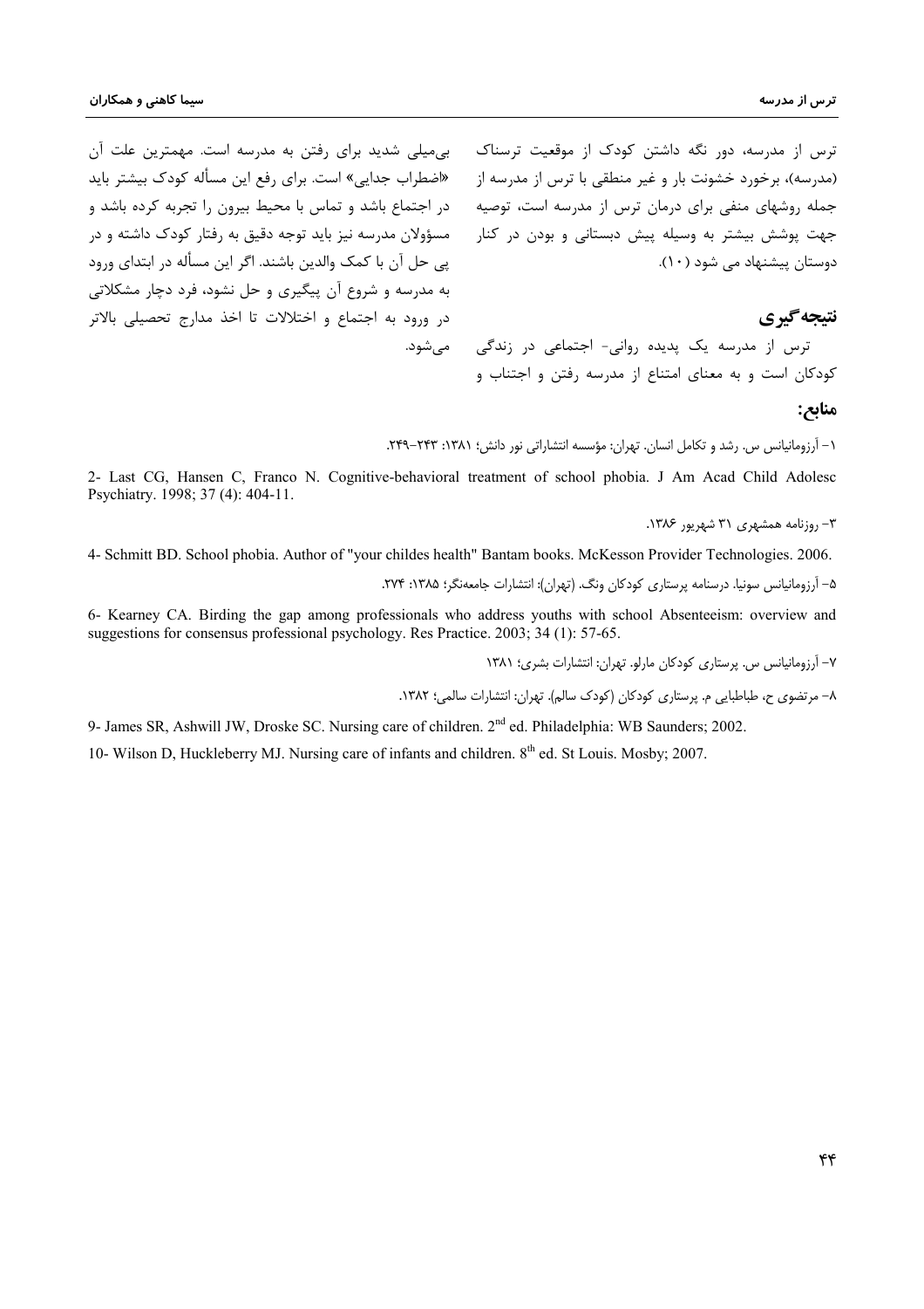ترس از مدرسه، دور نگه داشتن کودک از موقعیت ترسناک (مدرسه)، برخورد خشونت بار و غیر منطقی با ترس از مدرسه از جمله روشهای منفی برای درمان ترس از مدرسه است، توصیه جهت پوشش بیشتر به وسیله پیش دبستانی و بودن در کنار دوستان پیشنهاد می شود (۱۰).

## نتیجه‌گیری

ترس از مدرسه یک پدیده روانی- اجتماعی در زندگی کودکان است و به معنای امتناع از مدرسه رفتن و اجتناب و بی‌میلی شدید برای رفتن به مدرسه است. مهمترین علت آن «اضطراب جدایی» است. برای رفع این مسأله کودک بیشتر باید در اجتماع باشد و تماس با محیط بیرون را تجربه کرده باشد و مسؤولان مدرسه نیز باید توجه دقیق به رفتار کودک داشته و در پی حل آن با کمک والدین باشند. اگر این مسأله در ابتدای ورود به مدرسه و شروع آن پیگیری و حل نشود، فرد دچار مشکلاتی در ورود به اجتماع و اختلالات تا اخذ مدارج تحصیلی بالاتر می‌شود.

## منابع:

۱- آرزومانیانس س. رشد و تکامل انسان. تهران: مؤسسه انتشاراتی نور دانش؛ ۱۳۸۱: ۲۴۳-۲۴۹.

2- Last CG, Hansen C, Franco N. Cognitive-behavioral treatment of school phobia. J Am Acad Child Adolesc Psychiatry. 1998; 37 (4): 404-11.

۳- روزنامه همشهری ۳۱ شهریور ۱۳۸۶.

4- Schmitt BD. School phobia. Author of "your childes health" Bantam books. McKesson Provider Technologies. 2006.

۵- آرزومانیانس سونیا. درسنامه پرستاری کودکان ونگ. (تهران): انتشارات جامعه‌نگر؛ ۱۳۸۵: ۲۷۴.

6- Kearney CA. Birding the gap among professionals who address youths with school Absenteeism: overview and suggestions for consensus professional psychology. Res Practice. 2003; 34 (1): 57-65.

۷- آرزومانیانس س. پرستاری کودکان مارلو. تهران: انتشارات بشری؛ ۱۳۸۱

۸- مرتضوی ح، طباطبایی م. پرستاری کودکان (کودک سالم). تهران: انتشارات سالمی؛ ۱۳۸۲.

9- James SR, Ashwill JW, Droske SC. Nursing care of children. 2nd ed. Philadelphia: WB Saunders; 2002.

10- Wilson D, Huckleberry MJ. Nursing care of infants and children. 8th ed. St Louis. Mosby; 2007.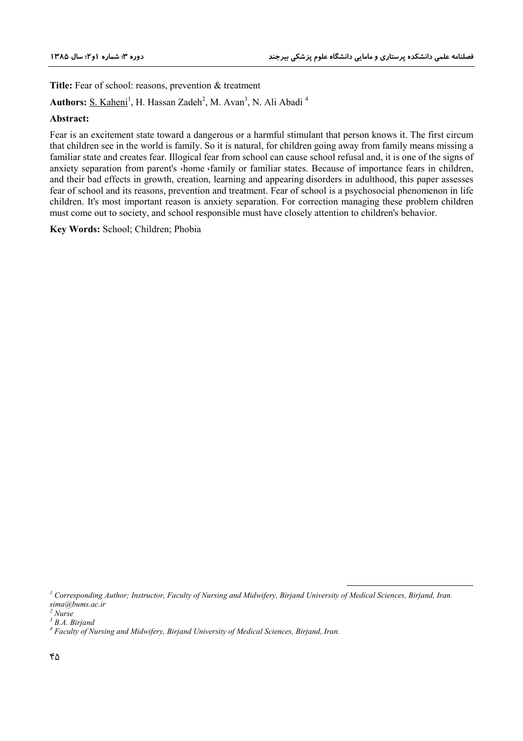**Title:** Fear of school: reasons, prevention & treatment

**Authors:** S. Kaheni[1], H. Hassan Zadeh[2], M. Avan[3], N. Ali Abadi[4]

**Abstract:**

Fear is an excitement state toward a dangerous or a harmful stimulant that person knows it. The first circum that children see in the world is family. So it is natural, for children going away from family means missing a familiar state and creates fear. Illogical fear from school can cause school refusal and, it is one of the signs of anxiety separation from parent's ،home ،family or familiar states. Because of importance fears in children, and their bad effects in growth, creation, learning and appearing disorders in adulthood, this paper assesses fear of school and its reasons, prevention and treatment. Fear of school is a psychosocial phenomenon in life children. It's most important reason is anxiety separation. For correction managing these problem children must come out to society, and school responsible must have closely attention to children's behavior.

**Key Words:** School; Children; Phobia

---

[1] *Corresponding Author; Instructor, Faculty of Nursing and Midwifery, Birjand University of Medical Sciences, Birjand, Iran. sima@bums.ac.ir*

[2] *Nurse*

[3] *B.A. Birjand*

[4] *Faculty of Nursing and Midwifery, Birjand University of Medical Sciences, Birjand, Iran.*